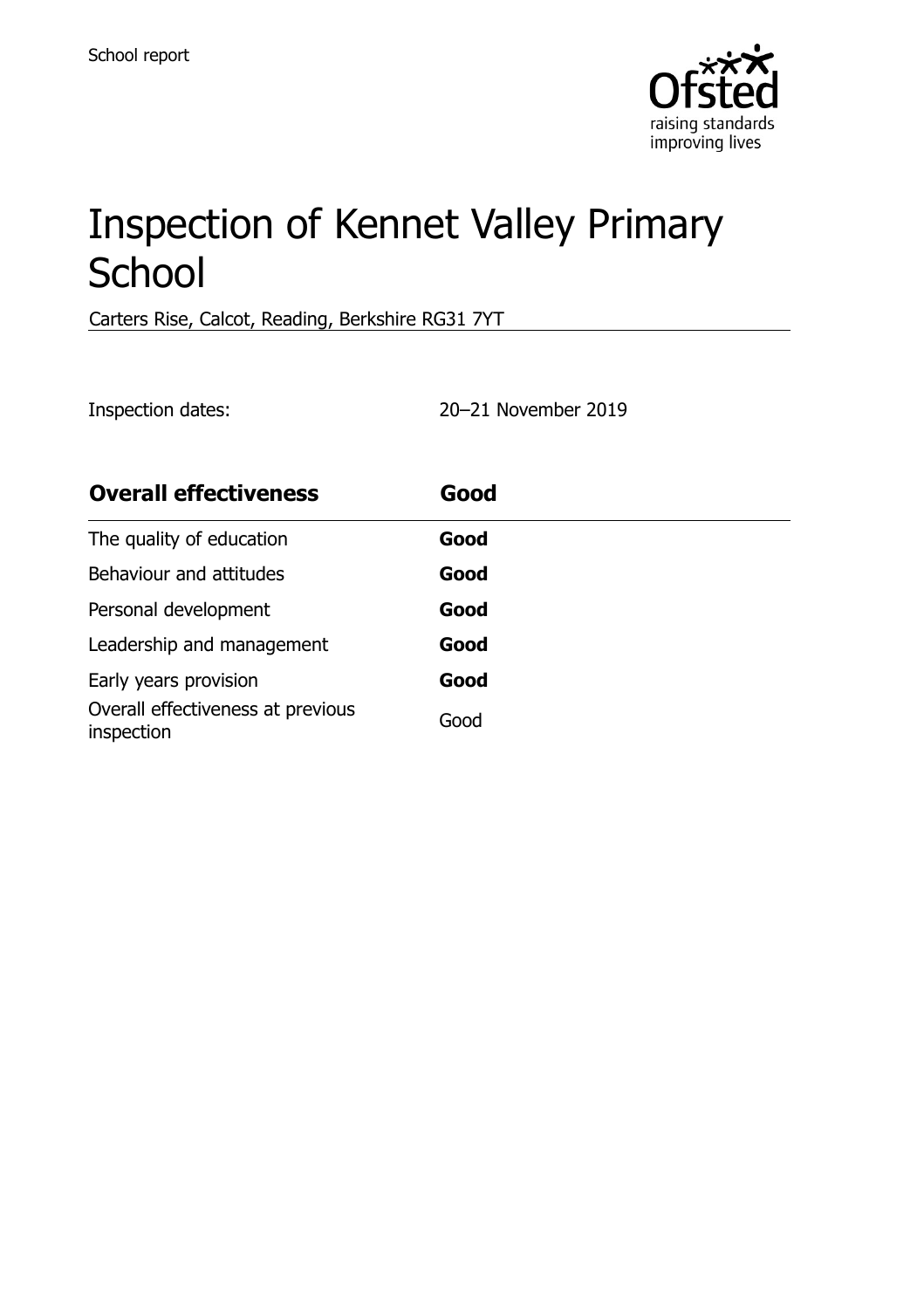School report

# Inspection of Kennet Valley Primary School

Carters Rise, Calcot, Reading, Berkshire RG31 7YT

Inspection dates: 20–21 November 2019

| **Overall effectiveness** | **Good** |
| --- | --- |
| The quality of education | **Good** |
| Behaviour and attitudes | **Good** |
| Personal development | **Good** |
| Leadership and management | **Good** |
| Early years provision | **Good** |
| Overall effectiveness at previous inspection | Good |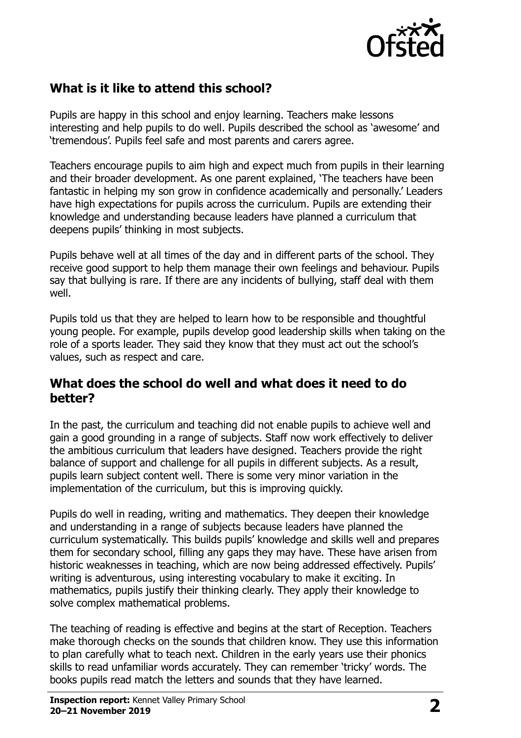## What is it like to attend this school?

Pupils are happy in this school and enjoy learning. Teachers make lessons interesting and help pupils to do well. Pupils described the school as 'awesome' and 'tremendous'. Pupils feel safe and most parents and carers agree.

Teachers encourage pupils to aim high and expect much from pupils in their learning and their broader development. As one parent explained, 'The teachers have been fantastic in helping my son grow in confidence academically and personally.' Leaders have high expectations for pupils across the curriculum. Pupils are extending their knowledge and understanding because leaders have planned a curriculum that deepens pupils' thinking in most subjects.

Pupils behave well at all times of the day and in different parts of the school. They receive good support to help them manage their own feelings and behaviour. Pupils say that bullying is rare. If there are any incidents of bullying, staff deal with them well.

Pupils told us that they are helped to learn how to be responsible and thoughtful young people. For example, pupils develop good leadership skills when taking on the role of a sports leader. They said they know that they must act out the school's values, such as respect and care.

## What does the school do well and what does it need to do better?

In the past, the curriculum and teaching did not enable pupils to achieve well and gain a good grounding in a range of subjects. Staff now work effectively to deliver the ambitious curriculum that leaders have designed. Teachers provide the right balance of support and challenge for all pupils in different subjects. As a result, pupils learn subject content well. There is some very minor variation in the implementation of the curriculum, but this is improving quickly.

Pupils do well in reading, writing and mathematics. They deepen their knowledge and understanding in a range of subjects because leaders have planned the curriculum systematically. This builds pupils' knowledge and skills well and prepares them for secondary school, filling any gaps they may have. These have arisen from historic weaknesses in teaching, which are now being addressed effectively. Pupils' writing is adventurous, using interesting vocabulary to make it exciting. In mathematics, pupils justify their thinking clearly. They apply their knowledge to solve complex mathematical problems.

The teaching of reading is effective and begins at the start of Reception. Teachers make thorough checks on the sounds that children know. They use this information to plan carefully what to teach next. Children in the early years use their phonics skills to read unfamiliar words accurately. They can remember 'tricky' words. The books pupils read match the letters and sounds that they have learned.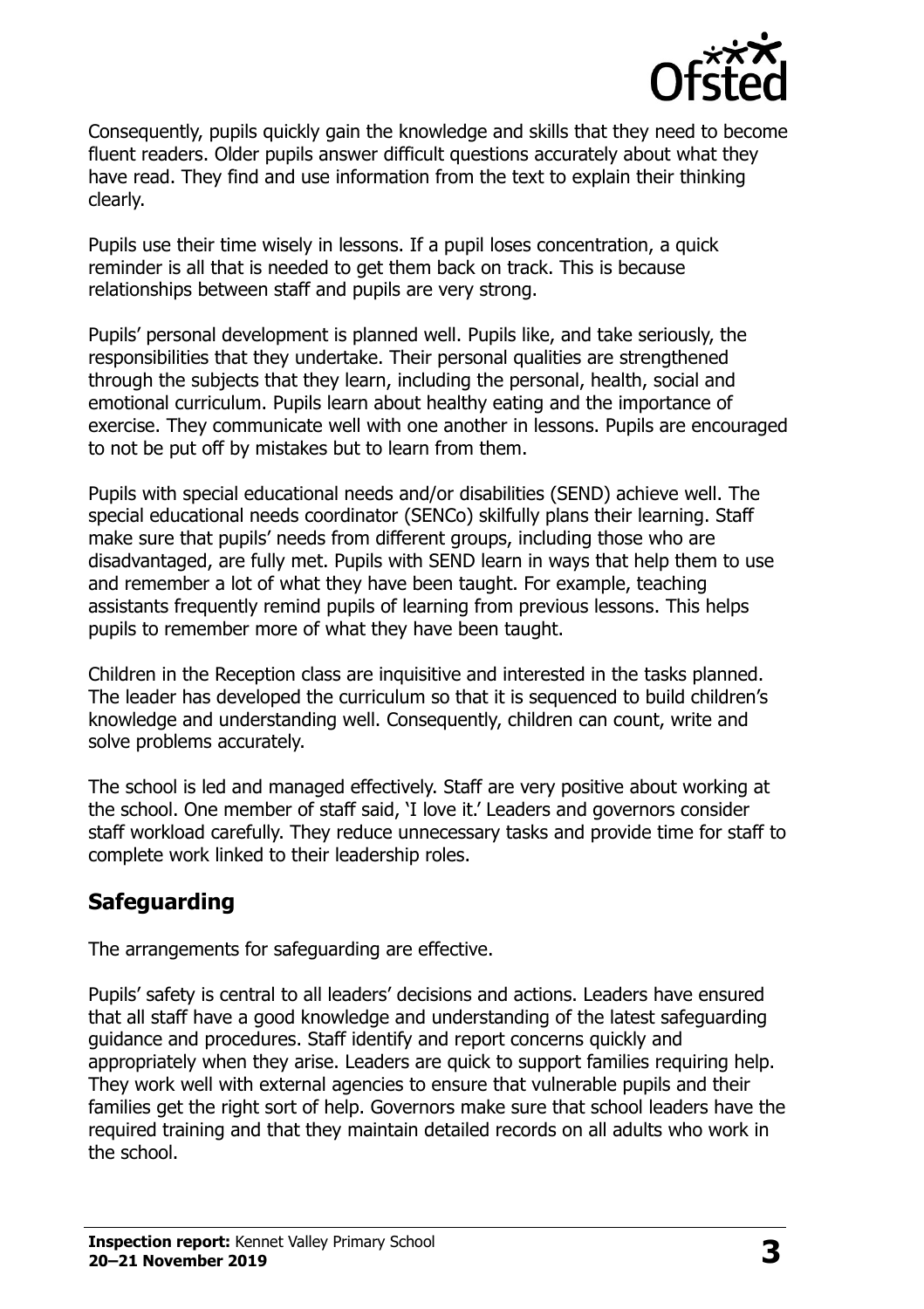Consequently, pupils quickly gain the knowledge and skills that they need to become fluent readers. Older pupils answer difficult questions accurately about what they have read. They find and use information from the text to explain their thinking clearly.

Pupils use their time wisely in lessons. If a pupil loses concentration, a quick reminder is all that is needed to get them back on track. This is because relationships between staff and pupils are very strong.

Pupils' personal development is planned well. Pupils like, and take seriously, the responsibilities that they undertake. Their personal qualities are strengthened through the subjects that they learn, including the personal, health, social and emotional curriculum. Pupils learn about healthy eating and the importance of exercise. They communicate well with one another in lessons. Pupils are encouraged to not be put off by mistakes but to learn from them.

Pupils with special educational needs and/or disabilities (SEND) achieve well. The special educational needs coordinator (SENCo) skilfully plans their learning. Staff make sure that pupils' needs from different groups, including those who are disadvantaged, are fully met. Pupils with SEND learn in ways that help them to use and remember a lot of what they have been taught. For example, teaching assistants frequently remind pupils of learning from previous lessons. This helps pupils to remember more of what they have been taught.

Children in the Reception class are inquisitive and interested in the tasks planned. The leader has developed the curriculum so that it is sequenced to build children's knowledge and understanding well. Consequently, children can count, write and solve problems accurately.

The school is led and managed effectively. Staff are very positive about working at the school. One member of staff said, 'I love it.' Leaders and governors consider staff workload carefully. They reduce unnecessary tasks and provide time for staff to complete work linked to their leadership roles.

## Safeguarding

The arrangements for safeguarding are effective.

Pupils' safety is central to all leaders' decisions and actions. Leaders have ensured that all staff have a good knowledge and understanding of the latest safeguarding guidance and procedures. Staff identify and report concerns quickly and appropriately when they arise. Leaders are quick to support families requiring help. They work well with external agencies to ensure that vulnerable pupils and their families get the right sort of help. Governors make sure that school leaders have the required training and that they maintain detailed records on all adults who work in the school.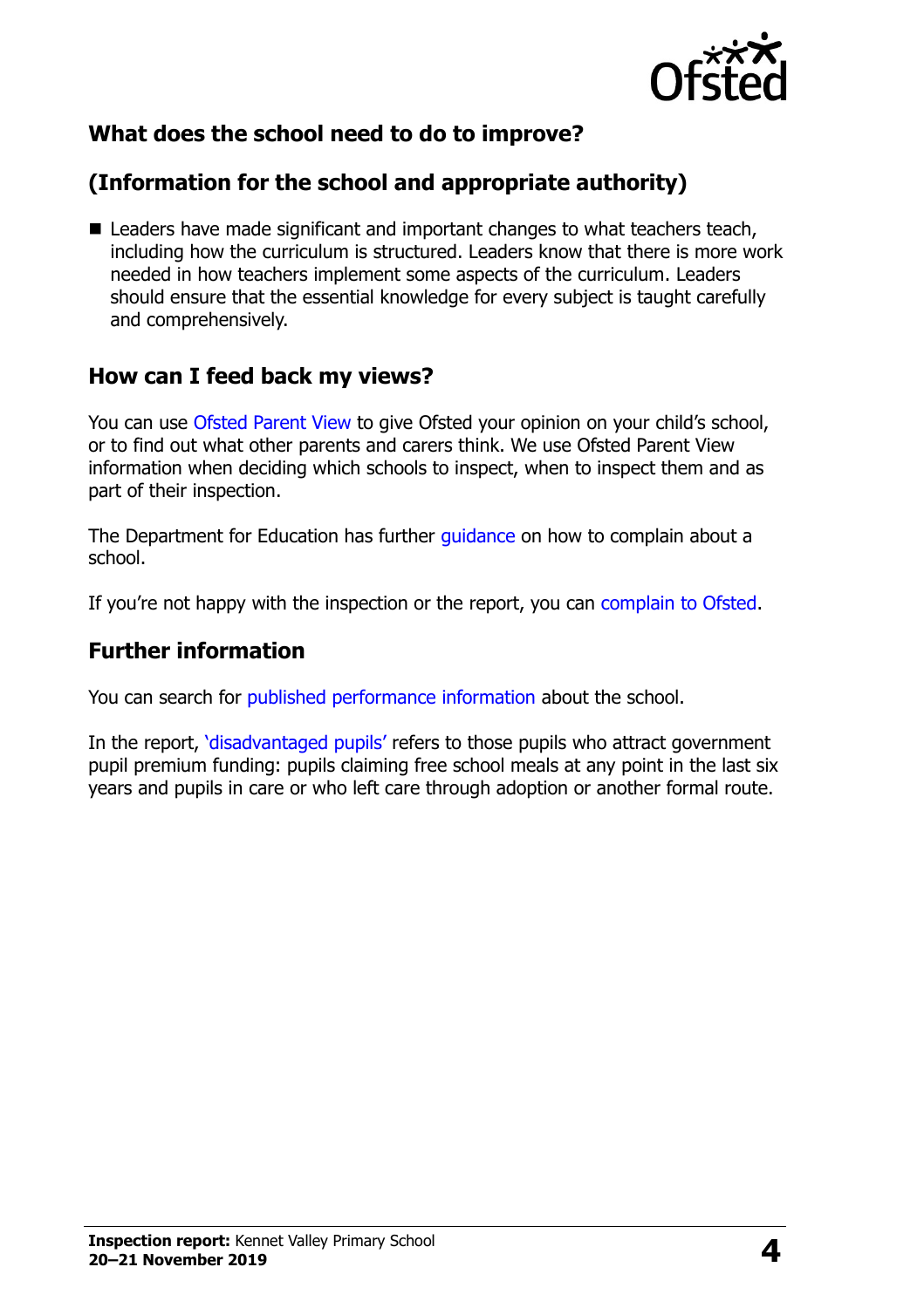## What does the school need to do to improve?

## (Information for the school and appropriate authority)

- Leaders have made significant and important changes to what teachers teach, including how the curriculum is structured. Leaders know that there is more work needed in how teachers implement some aspects of the curriculum. Leaders should ensure that the essential knowledge for every subject is taught carefully and comprehensively.

## How can I feed back my views?

You can use Ofsted Parent View to give Ofsted your opinion on your child's school, or to find out what other parents and carers think. We use Ofsted Parent View information when deciding which schools to inspect, when to inspect them and as part of their inspection.

The Department for Education has further guidance on how to complain about a school.

If you're not happy with the inspection or the report, you can complain to Ofsted.

## Further information

You can search for published performance information about the school.

In the report, 'disadvantaged pupils' refers to those pupils who attract government pupil premium funding: pupils claiming free school meals at any point in the last six years and pupils in care or who left care through adoption or another formal route.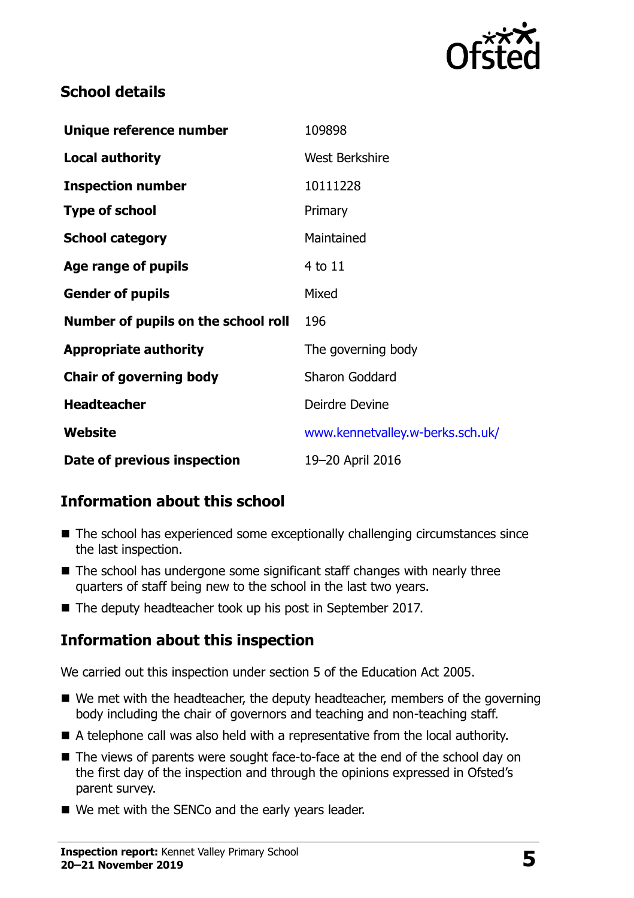## School details

| | |
|---|---|
| **Unique reference number** | 109898 |
| **Local authority** | West Berkshire |
| **Inspection number** | 10111228 |
| **Type of school** | Primary |
| **School category** | Maintained |
| **Age range of pupils** | 4 to 11 |
| **Gender of pupils** | Mixed |
| **Number of pupils on the school roll** | 196 |
| **Appropriate authority** | The governing body |
| **Chair of governing body** | Sharon Goddard |
| **Headteacher** | Deirdre Devine |
| **Website** | www.kennetvalley.w-berks.sch.uk/ |
| **Date of previous inspection** | 19–20 April 2016 |

## Information about this school

- The school has experienced some exceptionally challenging circumstances since the last inspection.
- The school has undergone some significant staff changes with nearly three quarters of staff being new to the school in the last two years.
- The deputy headteacher took up his post in September 2017.

## Information about this inspection

We carried out this inspection under section 5 of the Education Act 2005.

- We met with the headteacher, the deputy headteacher, members of the governing body including the chair of governors and teaching and non-teaching staff.
- A telephone call was also held with a representative from the local authority.
- The views of parents were sought face-to-face at the end of the school day on the first day of the inspection and through the opinions expressed in Ofsted's parent survey.
- We met with the SENCo and the early years leader.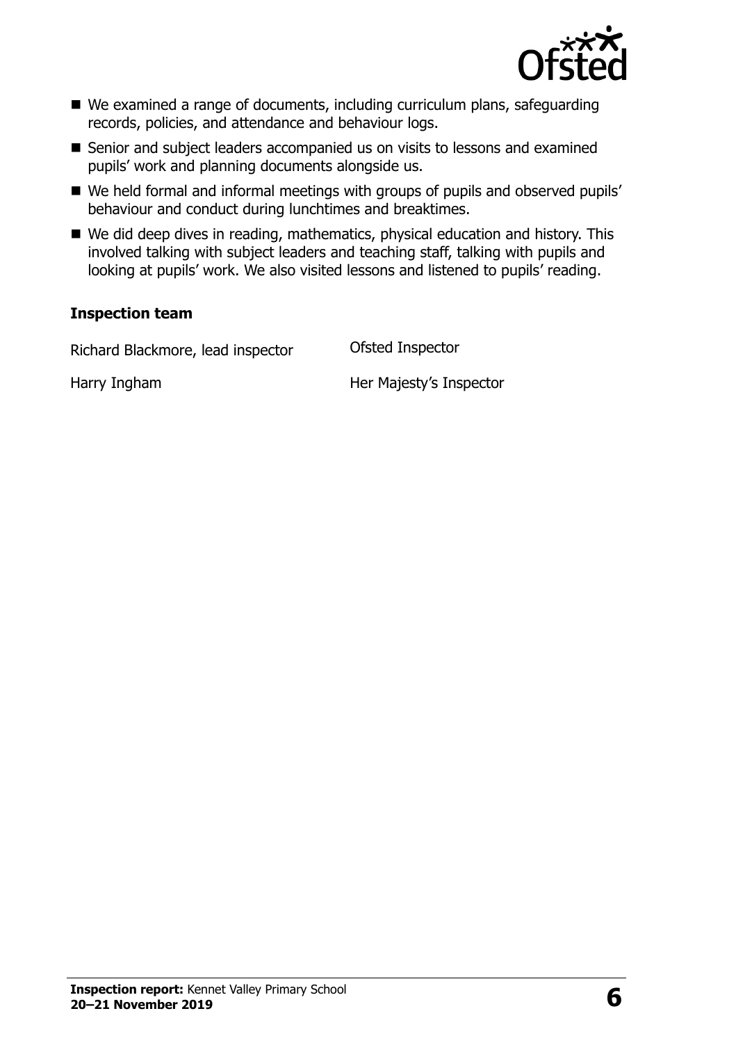- We examined a range of documents, including curriculum plans, safeguarding records, policies, and attendance and behaviour logs.
- Senior and subject leaders accompanied us on visits to lessons and examined pupils' work and planning documents alongside us.
- We held formal and informal meetings with groups of pupils and observed pupils' behaviour and conduct during lunchtimes and breaktimes.
- We did deep dives in reading, mathematics, physical education and history. This involved talking with subject leaders and teaching staff, talking with pupils and looking at pupils' work. We also visited lessons and listened to pupils' reading.

### Inspection team

| | |
|---|---|
| Richard Blackmore, lead inspector | Ofsted Inspector |
| Harry Ingham | Her Majesty's Inspector |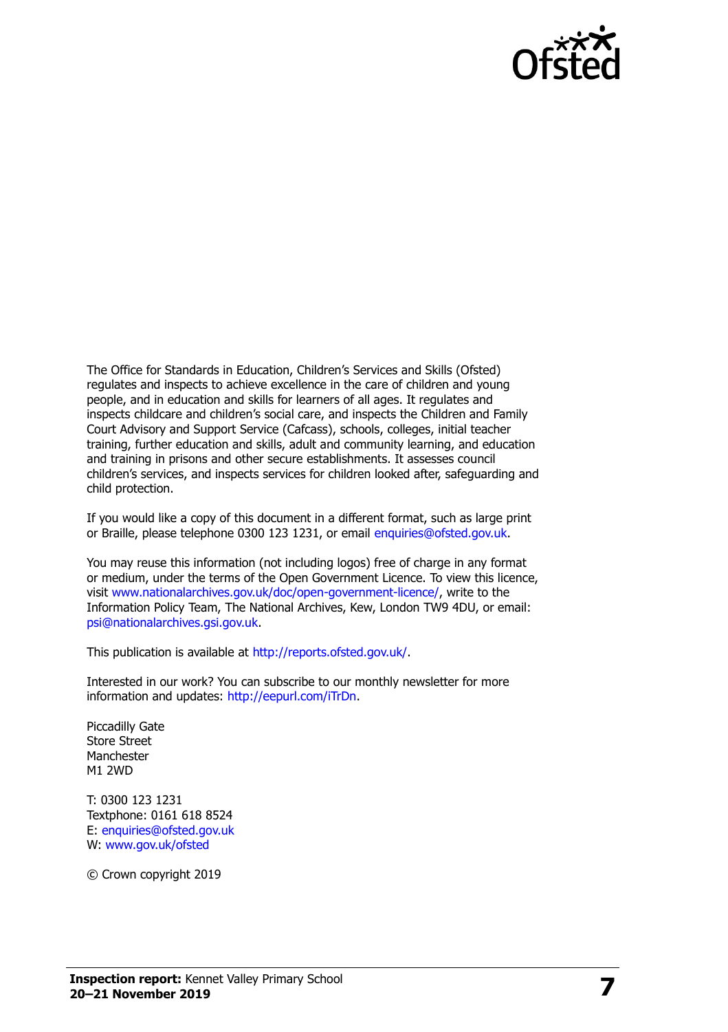The Office for Standards in Education, Children's Services and Skills (Ofsted) regulates and inspects to achieve excellence in the care of children and young people, and in education and skills for learners of all ages. It regulates and inspects childcare and children's social care, and inspects the Children and Family Court Advisory and Support Service (Cafcass), schools, colleges, initial teacher training, further education and skills, adult and community learning, and education and training in prisons and other secure establishments. It assesses council children's services, and inspects services for children looked after, safeguarding and child protection.

If you would like a copy of this document in a different format, such as large print or Braille, please telephone 0300 123 1231, or email enquiries@ofsted.gov.uk.

You may reuse this information (not including logos) free of charge in any format or medium, under the terms of the Open Government Licence. To view this licence, visit www.nationalarchives.gov.uk/doc/open-government-licence/, write to the Information Policy Team, The National Archives, Kew, London TW9 4DU, or email: psi@nationalarchives.gsi.gov.uk.

This publication is available at http://reports.ofsted.gov.uk/.

Interested in our work? You can subscribe to our monthly newsletter for more information and updates: http://eepurl.com/iTrDn.

Piccadilly Gate
Store Street
Manchester
M1 2WD

T: 0300 123 1231
Textphone: 0161 618 8524
E: enquiries@ofsted.gov.uk
W: www.gov.uk/ofsted

© Crown copyright 2019